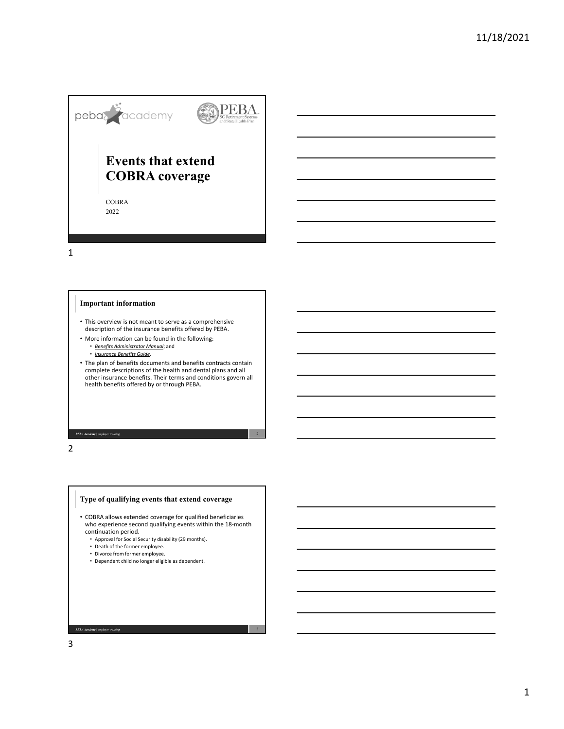# Events that extend COBRA coverage

COBRA
2022

## Important information

- This overview is not meant to serve as a comprehensive description of the insurance benefits offered by PEBA.
- More information can be found in the following:
  - *Benefits Administrator Manual*; and
  - *Insurance Benefits Guide*.
- The plan of benefits documents and benefits contracts contain complete descriptions of the health and dental plans and all other insurance benefits. Their terms and conditions govern all health benefits offered by or through PEBA.

## Type of qualifying events that extend coverage

- COBRA allows extended coverage for qualified beneficiaries who experience second qualifying events within the 18-month continuation period.
  - Approval for Social Security disability (29 months).
  - Death of the former employee.
  - Divorce from former employee.
  - Dependent child no longer eligible as dependent.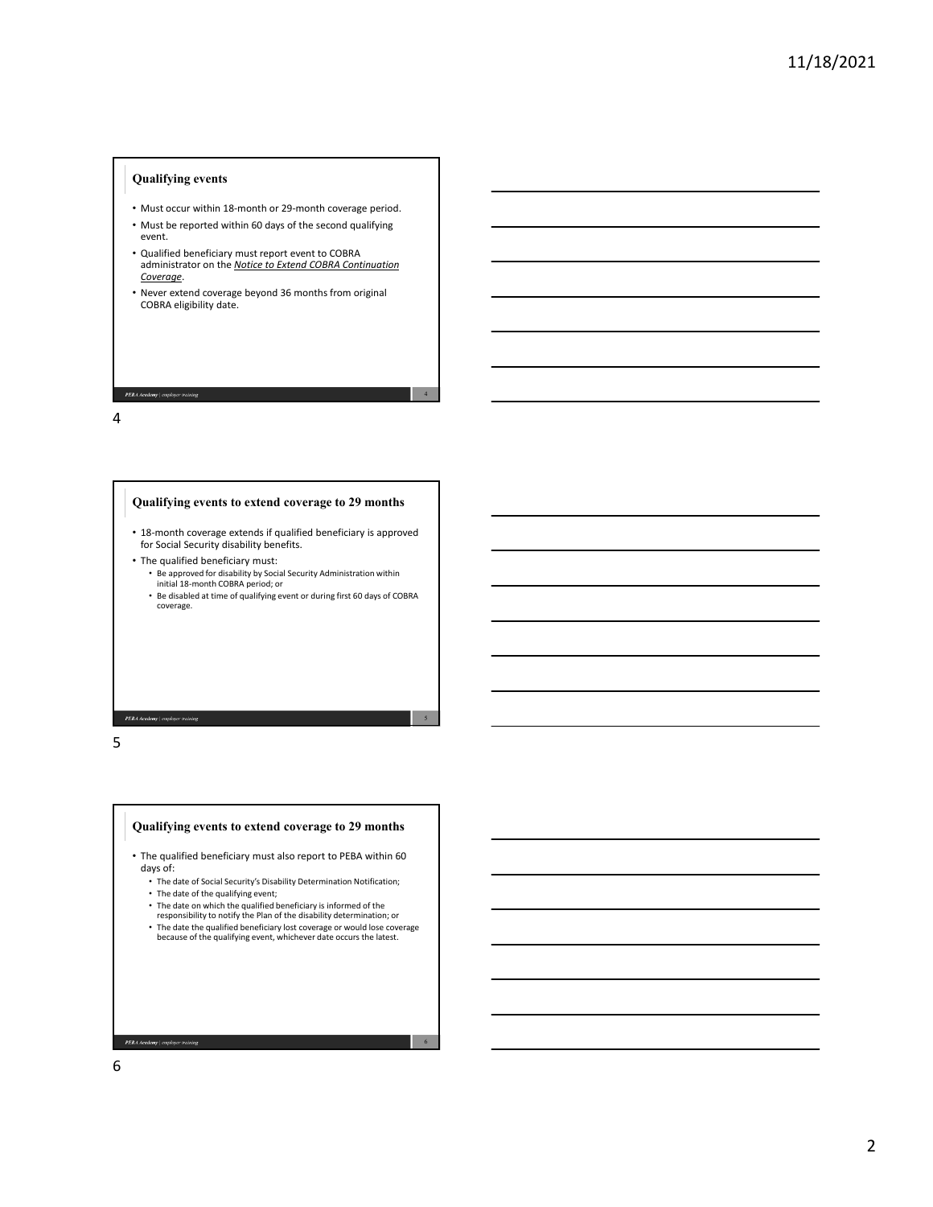## Qualifying events

- Must occur within 18-month or 29-month coverage period.
- Must be reported within 60 days of the second qualifying event.
- Qualified beneficiary must report event to COBRA administrator on the ***Notice to Extend COBRA Continuation Coverage***.
- Never extend coverage beyond 36 months from original COBRA eligibility date.

## Qualifying events to extend coverage to 29 months

- 18-month coverage extends if qualified beneficiary is approved for Social Security disability benefits.
- The qualified beneficiary must:
  - Be approved for disability by Social Security Administration within initial 18-month COBRA period; or
  - Be disabled at time of qualifying event or during first 60 days of COBRA coverage.

## Qualifying events to extend coverage to 29 months

- The qualified beneficiary must also report to PEBA within 60 days of:
  - The date of Social Security's Disability Determination Notification;
  - The date of the qualifying event;
  - The date on which the qualified beneficiary is informed of the responsibility to notify the Plan of the disability determination; or
  - The date the qualified beneficiary lost coverage or would lose coverage because of the qualifying event, whichever date occurs the latest.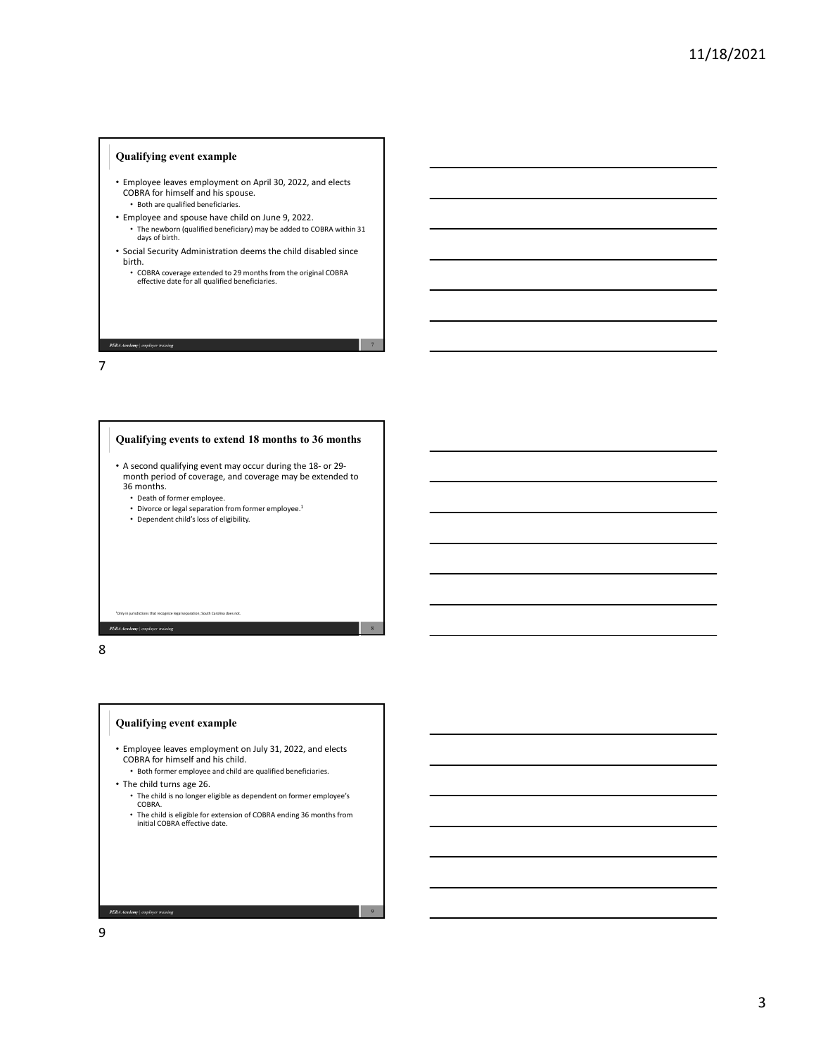## Qualifying event example

- Employee leaves employment on April 30, 2022, and elects COBRA for himself and his spouse.
  - Both are qualified beneficiaries.
- Employee and spouse have child on June 9, 2022.
  - The newborn (qualified beneficiary) may be added to COBRA within 31 days of birth.
- Social Security Administration deems the child disabled since birth.
  - COBRA coverage extended to 29 months from the original COBRA effective date for all qualified beneficiaries.

## Qualifying events to extend 18 months to 36 months

- A second qualifying event may occur during the 18- or 29-month period of coverage, and coverage may be extended to 36 months.
  - Death of former employee.
  - Divorce or legal separation from former employee.[1]
  - Dependent child's loss of eligibility.

[1]Only in jurisdictions that recognize legal separation; South Carolina does not.

## Qualifying event example

- Employee leaves employment on July 31, 2022, and elects COBRA for himself and his child.
  - Both former employee and child are qualified beneficiaries.
- The child turns age 26.
  - The child is no longer eligible as dependent on former employee's COBRA.
  - The child is eligible for extension of COBRA ending 36 months from initial COBRA effective date.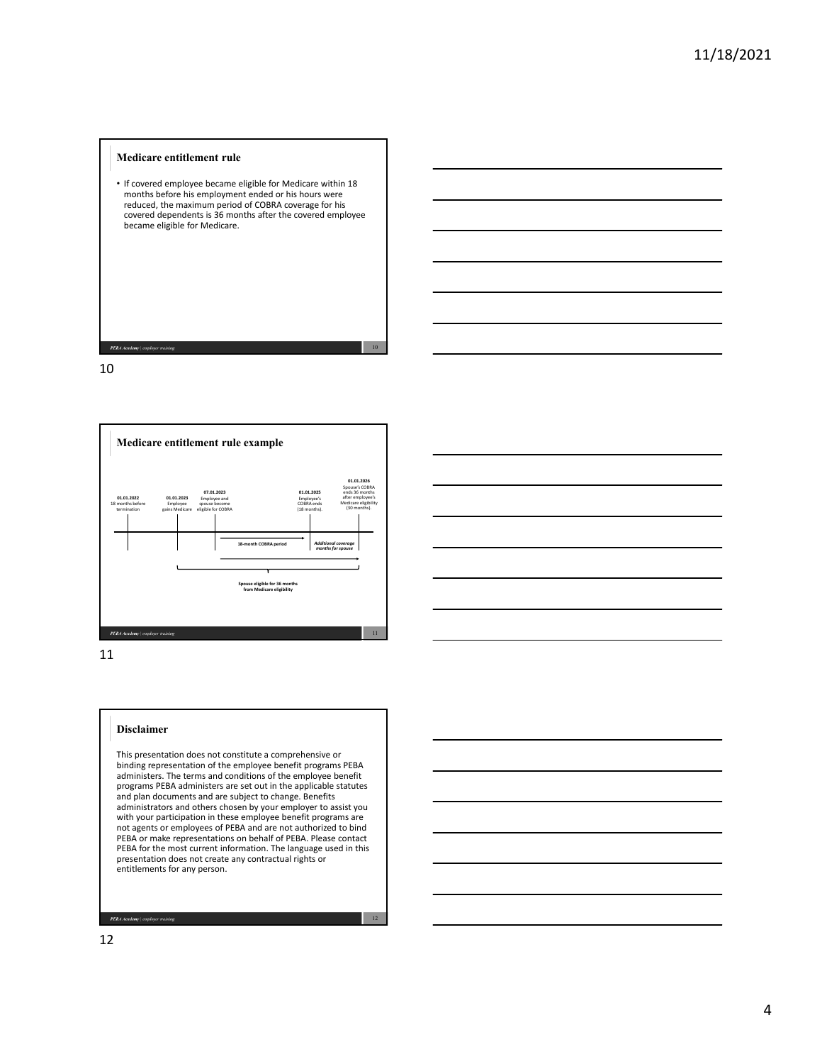## Medicare entitlement rule

- If covered employee became eligible for Medicare within 18 months before his employment ended or his hours were reduced, the maximum period of COBRA coverage for his covered dependents is 36 months after the covered employee became eligible for Medicare.

## Medicare entitlement rule example

**01.01.2022**
18 months before termination

**01.01.2023**
Employee gains Medicare

**07.01.2023**
Employee and spouse become eligible for COBRA

**01.01.2025**
Employee's COBRA ends (18 months).

**01.01.2026**
Spouse's COBRA ends 36 months after employee's Medicare eligibility (30 months).

**18-month COBRA period**

***Additional coverage months for spouse***

**Spouse eligible for 36 months from Medicare eligibility**

## Disclaimer

This presentation does not constitute a comprehensive or binding representation of the employee benefit programs PEBA administers. The terms and conditions of the employee benefit programs PEBA administers are set out in the applicable statutes and plan documents and are subject to change. Benefits administrators and others chosen by your employer to assist you with your participation in these employee benefit programs are not agents or employees of PEBA and are not authorized to bind PEBA or make representations on behalf of PEBA. Please contact PEBA for the most current information. The language used in this presentation does not create any contractual rights or entitlements for any person.